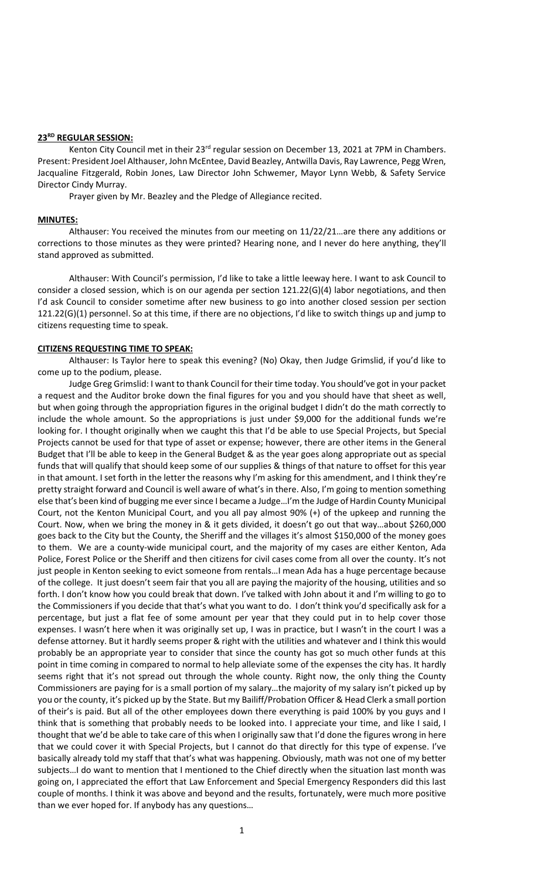## 23RD REGULAR SESSION:

Kenton City Council met in their 23rd regular session on December 13, 2021 at 7PM in Chambers. Present: President Joel Althauser, John McEntee, David Beazley, Antwilla Davis, Ray Lawrence, Pegg Wren, Jacqualine Fitzgerald, Robin Jones, Law Director John Schwemer, Mayor Lynn Webb, & Safety Service Director Cindy Murray.

Prayer given by Mr. Beazley and the Pledge of Allegiance recited.

## MINUTES:

Althauser: You received the minutes from our meeting on 11/22/21…are there any additions or corrections to those minutes as they were printed? Hearing none, and I never do here anything, they'll stand approved as submitted.

Althauser: With Council's permission, I'd like to take a little leeway here. I want to ask Council to consider a closed session, which is on our agenda per section 121.22(G)(4) labor negotiations, and then I'd ask Council to consider sometime after new business to go into another closed session per section 121.22(G)(1) personnel. So at this time, if there are no objections, I'd like to switch things up and jump to citizens requesting time to speak.

## CITIZENS REQUESTING TIME TO SPEAK:

Althauser: Is Taylor here to speak this evening? (No) Okay, then Judge Grimslid, if you'd like to come up to the podium, please.

Judge Greg Grimslid: I want to thank Council for their time today. You should've got in your packet a request and the Auditor broke down the final figures for you and you should have that sheet as well, but when going through the appropriation figures in the original budget I didn't do the math correctly to include the whole amount. So the appropriations is just under $9,000 for the additional funds we're looking for. I thought originally when we caught this that I'd be able to use Special Projects, but Special Projects cannot be used for that type of asset or expense; however, there are other items in the General Budget that I'll be able to keep in the General Budget & as the year goes along appropriate out as special funds that will qualify that should keep some of our supplies & things of that nature to offset for this year in that amount. I set forth in the letter the reasons why I'm asking for this amendment, and I think they're pretty straight forward and Council is well aware of what's in there. Also, I'm going to mention something else that's been kind of bugging me ever since I became a Judge…I'm the Judge of Hardin County Municipal Court, not the Kenton Municipal Court, and you all pay almost 90% (+) of the upkeep and running the Court. Now, when we bring the money in & it gets divided, it doesn't go out that way…about $260,000 goes back to the City but the County, the Sheriff and the villages it's almost $150,000 of the money goes to them. We are a county-wide municipal court, and the majority of my cases are either Kenton, Ada Police, Forest Police or the Sheriff and then citizens for civil cases come from all over the county. It's not just people in Kenton seeking to evict someone from rentals…I mean Ada has a huge percentage because of the college. It just doesn't seem fair that you all are paying the majority of the housing, utilities and so forth. I don't know how you could break that down. I've talked with John about it and I'm willing to go to the Commissioners if you decide that that's what you want to do. I don't think you'd specifically ask for a percentage, but just a flat fee of some amount per year that they could put in to help cover those expenses. I wasn't here when it was originally set up, I was in practice, but I wasn't in the court I was a defense attorney. But it hardly seems proper & right with the utilities and whatever and I think this would probably be an appropriate year to consider that since the county has got so much other funds at this point in time coming in compared to normal to help alleviate some of the expenses the city has. It hardly seems right that it's not spread out through the whole county. Right now, the only thing the County Commissioners are paying for is a small portion of my salary…the majority of my salary isn't picked up by you or the county, it's picked up by the State. But my Bailiff/Probation Officer & Head Clerk a small portion of their's is paid. But all of the other employees down there everything is paid 100% by you guys and I think that is something that probably needs to be looked into. I appreciate your time, and like I said, I thought that we'd be able to take care of this when I originally saw that I'd done the figures wrong in here that we could cover it with Special Projects, but I cannot do that directly for this type of expense. I've basically already told my staff that that's what was happening. Obviously, math was not one of my better subjects…I do want to mention that I mentioned to the Chief directly when the situation last month was going on, I appreciated the effort that Law Enforcement and Special Emergency Responders did this last couple of months. I think it was above and beyond and the results, fortunately, were much more positive than we ever hoped for. If anybody has any questions…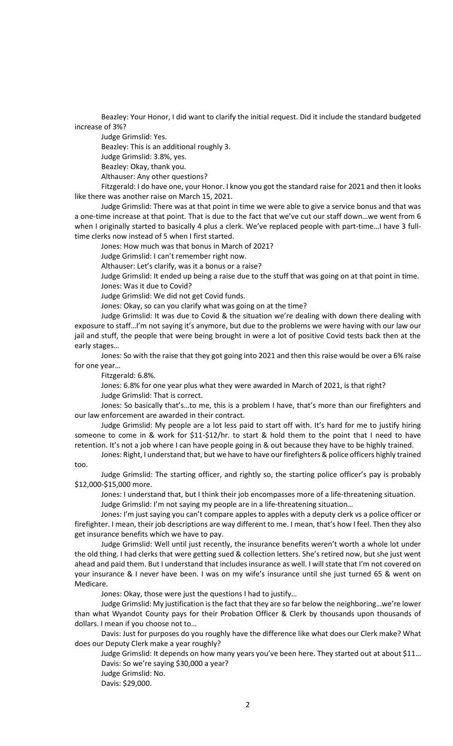Beazley: Your Honor, I did want to clarify the initial request. Did it include the standard budgeted increase of 3%?

Judge Grimslid: Yes.

Beazley: This is an additional roughly 3.

Judge Grimslid: 3.8%, yes.

Beazley: Okay, thank you.

Althauser: Any other questions?

Fitzgerald: I do have one, your Honor. I know you got the standard raise for 2021 and then it looks like there was another raise on March 15, 2021.

Judge Grimslid: There was at that point in time we were able to give a service bonus and that was a one-time increase at that point. That is due to the fact that we've cut our staff down…we went from 6 when I originally started to basically 4 plus a clerk. We've replaced people with part-time…I have 3 full-time clerks now instead of 5 when I first started.

Jones: How much was that bonus in March of 2021?

Judge Grimslid: I can't remember right now.

Althauser: Let's clarify, was it a bonus or a raise?

Judge Grimslid: It ended up being a raise due to the stuff that was going on at that point in time.

Jones: Was it due to Covid?

Judge Grimslid: We did not get Covid funds.

Jones: Okay, so can you clarify what was going on at the time?

Judge Grimslid: It was due to Covid & the situation we're dealing with down there dealing with exposure to staff…I'm not saying it's anymore, but due to the problems we were having with our law our jail and stuff, the people that were being brought in were a lot of positive Covid tests back then at the early stages…

Jones: So with the raise that they got going into 2021 and then this raise would be over a 6% raise for one year…

Fitzgerald: 6.8%.

Jones: 6.8% for one year plus what they were awarded in March of 2021, is that right?

Judge Grimslid: That is correct.

Jones: So basically that's…to me, this is a problem I have, that's more than our firefighters and our law enforcement are awarded in their contract.

Judge Grimslid: My people are a lot less paid to start off with. It's hard for me to justify hiring someone to come in & work for $11-$12/hr. to start & hold them to the point that I need to have retention. It's not a job where I can have people going in & out because they have to be highly trained.

Jones: Right, I understand that, but we have to have our firefighters & police officers highly trained too.

Judge Grimslid: The starting officer, and rightly so, the starting police officer's pay is probably $12,000-$15,000 more.

Jones: I understand that, but I think their job encompasses more of a life-threatening situation.

Judge Grimslid: I'm not saying my people are in a life-threatening situation…

Jones: I'm just saying you can't compare apples to apples with a deputy clerk vs a police officer or firefighter. I mean, their job descriptions are way different to me. I mean, that's how I feel. Then they also get insurance benefits which we have to pay.

Judge Grimslid: Well until just recently, the insurance benefits weren't worth a whole lot under the old thing. I had clerks that were getting sued & collection letters. She's retired now, but she just went ahead and paid them. But I understand that includes insurance as well. I will state that I'm not covered on your insurance & I never have been. I was on my wife's insurance until she just turned 65 & went on Medicare.

Jones: Okay, those were just the questions I had to justify…

Judge Grimslid: My justification is the fact that they are so far below the neighboring…we're lower than what Wyandot County pays for their Probation Officer & Clerk by thousands upon thousands of dollars. I mean if you choose not to…

Davis: Just for purposes do you roughly have the difference like what does our Clerk make? What does our Deputy Clerk make a year roughly?

Judge Grimslid: It depends on how many years you've been here. They started out at about $11…

Davis: So we're saying $30,000 a year?

Judge Grimslid: No.

Davis: $29,000.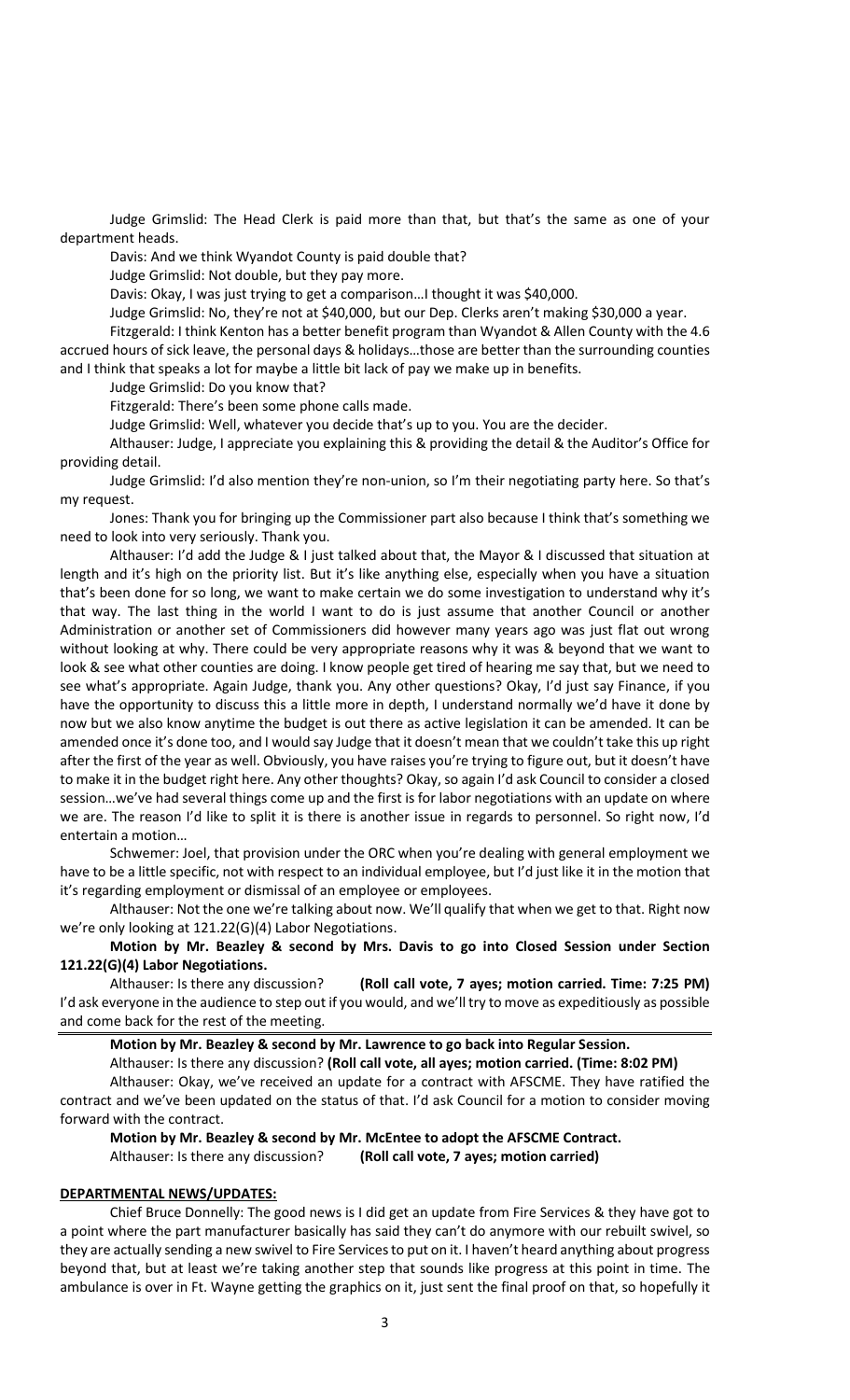Judge Grimslid: The Head Clerk is paid more than that, but that's the same as one of your department heads.

Davis: And we think Wyandot County is paid double that?

Judge Grimslid: Not double, but they pay more.

Davis: Okay, I was just trying to get a comparison…I thought it was $40,000.

Judge Grimslid: No, they're not at $40,000, but our Dep. Clerks aren't making $30,000 a year.

Fitzgerald: I think Kenton has a better benefit program than Wyandot & Allen County with the 4.6 accrued hours of sick leave, the personal days & holidays…those are better than the surrounding counties and I think that speaks a lot for maybe a little bit lack of pay we make up in benefits.

Judge Grimslid: Do you know that?

Fitzgerald: There's been some phone calls made.

Judge Grimslid: Well, whatever you decide that's up to you. You are the decider.

Althauser: Judge, I appreciate you explaining this & providing the detail & the Auditor's Office for providing detail.

Judge Grimslid: I'd also mention they're non-union, so I'm their negotiating party here. So that's my request.

Jones: Thank you for bringing up the Commissioner part also because I think that's something we need to look into very seriously. Thank you.

Althauser: I'd add the Judge & I just talked about that, the Mayor & I discussed that situation at length and it's high on the priority list. But it's like anything else, especially when you have a situation that's been done for so long, we want to make certain we do some investigation to understand why it's that way. The last thing in the world I want to do is just assume that another Council or another Administration or another set of Commissioners did however many years ago was just flat out wrong without looking at why. There could be very appropriate reasons why it was & beyond that we want to look & see what other counties are doing. I know people get tired of hearing me say that, but we need to see what's appropriate. Again Judge, thank you. Any other questions? Okay, I'd just say Finance, if you have the opportunity to discuss this a little more in depth, I understand normally we'd have it done by now but we also know anytime the budget is out there as active legislation it can be amended. It can be amended once it's done too, and I would say Judge that it doesn't mean that we couldn't take this up right after the first of the year as well. Obviously, you have raises you're trying to figure out, but it doesn't have to make it in the budget right here. Any other thoughts? Okay, so again I'd ask Council to consider a closed session…we've had several things come up and the first is for labor negotiations with an update on where we are. The reason I'd like to split it is there is another issue in regards to personnel. So right now, I'd entertain a motion…

Schwemer: Joel, that provision under the ORC when you're dealing with general employment we have to be a little specific, not with respect to an individual employee, but I'd just like it in the motion that it's regarding employment or dismissal of an employee or employees.

Althauser: Not the one we're talking about now. We'll qualify that when we get to that. Right now we're only looking at 121.22(G)(4) Labor Negotiations.

**Motion by Mr. Beazley & second by Mrs. Davis to go into Closed Session under Section 121.22(G)(4) Labor Negotiations.**

Althauser: Is there any discussion? **(Roll call vote, 7 ayes; motion carried. Time: 7:25 PM)** I'd ask everyone in the audience to step out if you would, and we'll try to move as expeditiously as possible and come back for the rest of the meeting.

---

**Motion by Mr. Beazley & second by Mr. Lawrence to go back into Regular Session.**

Althauser: Is there any discussion? **(Roll call vote, all ayes; motion carried. (Time: 8:02 PM)**

Althauser: Okay, we've received an update for a contract with AFSCME. They have ratified the contract and we've been updated on the status of that. I'd ask Council for a motion to consider moving forward with the contract.

**Motion by Mr. Beazley & second by Mr. McEntee to adopt the AFSCME Contract.**

Althauser: Is there any discussion? **(Roll call vote, 7 ayes; motion carried)**

**DEPARTMENTAL NEWS/UPDATES:**

Chief Bruce Donnelly: The good news is I did get an update from Fire Services & they have got to a point where the part manufacturer basically has said they can't do anymore with our rebuilt swivel, so they are actually sending a new swivel to Fire Services to put on it. I haven't heard anything about progress beyond that, but at least we're taking another step that sounds like progress at this point in time. The ambulance is over in Ft. Wayne getting the graphics on it, just sent the final proof on that, so hopefully it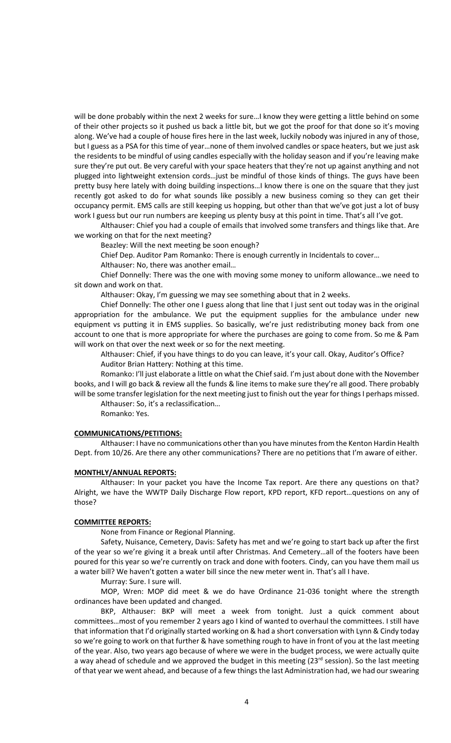will be done probably within the next 2 weeks for sure…I know they were getting a little behind on some of their other projects so it pushed us back a little bit, but we got the proof for that done so it's moving along. We've had a couple of house fires here in the last week, luckily nobody was injured in any of those, but I guess as a PSA for this time of year…none of them involved candles or space heaters, but we just ask the residents to be mindful of using candles especially with the holiday season and if you're leaving make sure they're put out. Be very careful with your space heaters that they're not up against anything and not plugged into lightweight extension cords…just be mindful of those kinds of things. The guys have been pretty busy here lately with doing building inspections…I know there is one on the square that they just recently got asked to do for what sounds like possibly a new business coming so they can get their occupancy permit. EMS calls are still keeping us hopping, but other than that we've got just a lot of busy work I guess but our run numbers are keeping us plenty busy at this point in time. That's all I've got.

Althauser: Chief you had a couple of emails that involved some transfers and things like that. Are we working on that for the next meeting?

Beazley: Will the next meeting be soon enough?

Chief Dep. Auditor Pam Romanko: There is enough currently in Incidentals to cover…

Althauser: No, there was another email…

Chief Donnelly: There was the one with moving some money to uniform allowance…we need to sit down and work on that.

Althauser: Okay, I'm guessing we may see something about that in 2 weeks.

Chief Donnelly: The other one I guess along that line that I just sent out today was in the original appropriation for the ambulance. We put the equipment supplies for the ambulance under new equipment vs putting it in EMS supplies. So basically, we're just redistributing money back from one account to one that is more appropriate for where the purchases are going to come from. So me & Pam will work on that over the next week or so for the next meeting.

Althauser: Chief, if you have things to do you can leave, it's your call. Okay, Auditor's Office?

Auditor Brian Hattery: Nothing at this time.

Romanko: I'll just elaborate a little on what the Chief said. I'm just about done with the November books, and I will go back & review all the funds & line items to make sure they're all good. There probably will be some transfer legislation for the next meeting just to finish out the year for things I perhaps missed.

Althauser: So, it's a reclassification…

Romanko: Yes.

**COMMUNICATIONS/PETITIONS:**

Althauser: I have no communications other than you have minutes from the Kenton Hardin Health Dept. from 10/26. Are there any other communications? There are no petitions that I'm aware of either.

**MONTHLY/ANNUAL REPORTS:**

Althauser: In your packet you have the Income Tax report. Are there any questions on that? Alright, we have the WWTP Daily Discharge Flow report, KPD report, KFD report…questions on any of those?

**COMMITTEE REPORTS:**

None from Finance or Regional Planning.

Safety, Nuisance, Cemetery, Davis: Safety has met and we're going to start back up after the first of the year so we're giving it a break until after Christmas. And Cemetery…all of the footers have been poured for this year so we're currently on track and done with footers. Cindy, can you have them mail us a water bill? We haven't gotten a water bill since the new meter went in. That's all I have.

Murray: Sure. I sure will.

MOP, Wren: MOP did meet & we do have Ordinance 21-036 tonight where the strength ordinances have been updated and changed.

BKP, Althauser: BKP will meet a week from tonight. Just a quick comment about committees…most of you remember 2 years ago I kind of wanted to overhaul the committees. I still have that information that I'd originally started working on & had a short conversation with Lynn & Cindy today so we're going to work on that further & have something rough to have in front of you at the last meeting of the year. Also, two years ago because of where we were in the budget process, we were actually quite a way ahead of schedule and we approved the budget in this meeting (23rd session). So the last meeting of that year we went ahead, and because of a few things the last Administration had, we had our swearing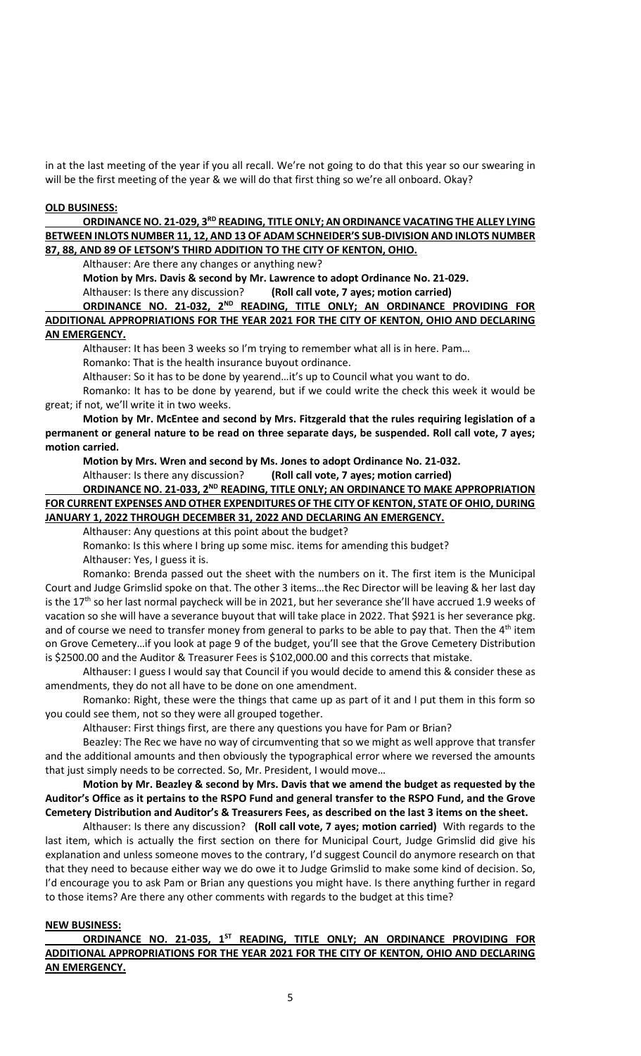in at the last meeting of the year if you all recall. We're not going to do that this year so our swearing in will be the first meeting of the year & we will do that first thing so we're all onboard. Okay?

**OLD BUSINESS:**

**ORDINANCE NO. 21-029, 3RD READING, TITLE ONLY; AN ORDINANCE VACATING THE ALLEY LYING BETWEEN INLOTS NUMBER 11, 12, AND 13 OF ADAM SCHNEIDER'S SUB-DIVISION AND INLOTS NUMBER 87, 88, AND 89 OF LETSON'S THIRD ADDITION TO THE CITY OF KENTON, OHIO.**

Althauser: Are there any changes or anything new?

**Motion by Mrs. Davis & second by Mr. Lawrence to adopt Ordinance No. 21-029.**

Althauser: Is there any discussion? **(Roll call vote, 7 ayes; motion carried)**

**ORDINANCE NO. 21-032, 2ND READING, TITLE ONLY; AN ORDINANCE PROVIDING FOR ADDITIONAL APPROPRIATIONS FOR THE YEAR 2021 FOR THE CITY OF KENTON, OHIO AND DECLARING AN EMERGENCY.**

Althauser: It has been 3 weeks so I'm trying to remember what all is in here. Pam…

Romanko: That is the health insurance buyout ordinance.

Althauser: So it has to be done by yearend…it's up to Council what you want to do.

Romanko: It has to be done by yearend, but if we could write the check this week it would be great; if not, we'll write it in two weeks.

**Motion by Mr. McEntee and second by Mrs. Fitzgerald that the rules requiring legislation of a permanent or general nature to be read on three separate days, be suspended. Roll call vote, 7 ayes; motion carried.**

**Motion by Mrs. Wren and second by Ms. Jones to adopt Ordinance No. 21-032.**

Althauser: Is there any discussion? **(Roll call vote, 7 ayes; motion carried)**

**ORDINANCE NO. 21-033, 2ND READING, TITLE ONLY; AN ORDINANCE TO MAKE APPROPRIATION FOR CURRENT EXPENSES AND OTHER EXPENDITURES OF THE CITY OF KENTON, STATE OF OHIO, DURING JANUARY 1, 2022 THROUGH DECEMBER 31, 2022 AND DECLARING AN EMERGENCY.**

Althauser: Any questions at this point about the budget?

Romanko: Is this where I bring up some misc. items for amending this budget?

Althauser: Yes, I guess it is.

Romanko: Brenda passed out the sheet with the numbers on it. The first item is the Municipal Court and Judge Grimslid spoke on that. The other 3 items…the Rec Director will be leaving & her last day is the 17th so her last normal paycheck will be in 2021, but her severance she'll have accrued 1.9 weeks of vacation so she will have a severance buyout that will take place in 2022. That $921 is her severance pkg. and of course we need to transfer money from general to parks to be able to pay that. Then the 4th item on Grove Cemetery…if you look at page 9 of the budget, you'll see that the Grove Cemetery Distribution is $2500.00 and the Auditor & Treasurer Fees is $102,000.00 and this corrects that mistake.

Althauser: I guess I would say that Council if you would decide to amend this & consider these as amendments, they do not all have to be done on one amendment.

Romanko: Right, these were the things that came up as part of it and I put them in this form so you could see them, not so they were all grouped together.

Althauser: First things first, are there any questions you have for Pam or Brian?

Beazley: The Rec we have no way of circumventing that so we might as well approve that transfer and the additional amounts and then obviously the typographical error where we reversed the amounts that just simply needs to be corrected. So, Mr. President, I would move…

**Motion by Mr. Beazley & second by Mrs. Davis that we amend the budget as requested by the Auditor's Office as it pertains to the RSPO Fund and general transfer to the RSPO Fund, and the Grove Cemetery Distribution and Auditor's & Treasurers Fees, as described on the last 3 items on the sheet.**

Althauser: Is there any discussion? **(Roll call vote, 7 ayes; motion carried)** With regards to the last item, which is actually the first section on there for Municipal Court, Judge Grimslid did give his explanation and unless someone moves to the contrary, I'd suggest Council do anymore research on that that they need to because either way we do owe it to Judge Grimslid to make some kind of decision. So, I'd encourage you to ask Pam or Brian any questions you might have. Is there anything further in regard to those items? Are there any other comments with regards to the budget at this time?

**NEW BUSINESS:**

**ORDINANCE NO. 21-035, 1ST READING, TITLE ONLY; AN ORDINANCE PROVIDING FOR ADDITIONAL APPROPRIATIONS FOR THE YEAR 2021 FOR THE CITY OF KENTON, OHIO AND DECLARING AN EMERGENCY.**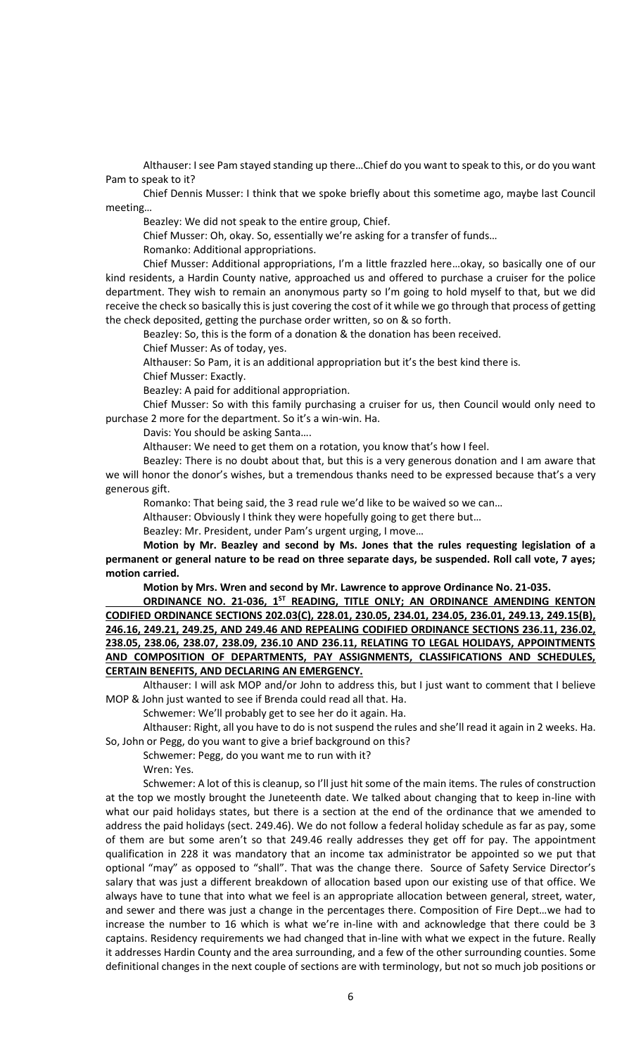Althauser: I see Pam stayed standing up there…Chief do you want to speak to this, or do you want Pam to speak to it?

Chief Dennis Musser: I think that we spoke briefly about this sometime ago, maybe last Council meeting…

Beazley: We did not speak to the entire group, Chief.

Chief Musser: Oh, okay. So, essentially we're asking for a transfer of funds…

Romanko: Additional appropriations.

Chief Musser: Additional appropriations, I'm a little frazzled here…okay, so basically one of our kind residents, a Hardin County native, approached us and offered to purchase a cruiser for the police department. They wish to remain an anonymous party so I'm going to hold myself to that, but we did receive the check so basically this is just covering the cost of it while we go through that process of getting the check deposited, getting the purchase order written, so on & so forth.

Beazley: So, this is the form of a donation & the donation has been received.

Chief Musser: As of today, yes.

Althauser: So Pam, it is an additional appropriation but it's the best kind there is.

Chief Musser: Exactly.

Beazley: A paid for additional appropriation.

Chief Musser: So with this family purchasing a cruiser for us, then Council would only need to purchase 2 more for the department. So it's a win-win. Ha.

Davis: You should be asking Santa….

Althauser: We need to get them on a rotation, you know that's how I feel.

Beazley: There is no doubt about that, but this is a very generous donation and I am aware that we will honor the donor's wishes, but a tremendous thanks need to be expressed because that's a very generous gift.

Romanko: That being said, the 3 read rule we'd like to be waived so we can…

Althauser: Obviously I think they were hopefully going to get there but…

Beazley: Mr. President, under Pam's urgent urging, I move…

**Motion by Mr. Beazley and second by Ms. Jones that the rules requesting legislation of a permanent or general nature to be read on three separate days, be suspended. Roll call vote, 7 ayes; motion carried.**

**Motion by Mrs. Wren and second by Mr. Lawrence to approve Ordinance No. 21-035.**

**ORDINANCE NO. 21-036, 1ST READING, TITLE ONLY; AN ORDINANCE AMENDING KENTON CODIFIED ORDINANCE SECTIONS 202.03(C), 228.01, 230.05, 234.01, 234.05, 236.01, 249.13, 249.15(B), 246.16, 249.21, 249.25, AND 249.46 AND REPEALING CODIFIED ORDINANCE SECTIONS 236.11, 236.02, 238.05, 238.06, 238.07, 238.09, 236.10 AND 236.11, RELATING TO LEGAL HOLIDAYS, APPOINTMENTS AND COMPOSITION OF DEPARTMENTS, PAY ASSIGNMENTS, CLASSIFICATIONS AND SCHEDULES, CERTAIN BENEFITS, AND DECLARING AN EMERGENCY.**

Althauser: I will ask MOP and/or John to address this, but I just want to comment that I believe MOP & John just wanted to see if Brenda could read all that. Ha.

Schwemer: We'll probably get to see her do it again. Ha.

Althauser: Right, all you have to do is not suspend the rules and she'll read it again in 2 weeks. Ha. So, John or Pegg, do you want to give a brief background on this?

Schwemer: Pegg, do you want me to run with it?

Wren: Yes.

Schwemer: A lot of this is cleanup, so I'll just hit some of the main items. The rules of construction at the top we mostly brought the Juneteenth date. We talked about changing that to keep in-line with what our paid holidays states, but there is a section at the end of the ordinance that we amended to address the paid holidays (sect. 249.46). We do not follow a federal holiday schedule as far as pay, some of them are but some aren't so that 249.46 really addresses they get off for pay. The appointment qualification in 228 it was mandatory that an income tax administrator be appointed so we put that optional "may" as opposed to "shall". That was the change there. Source of Safety Service Director's salary that was just a different breakdown of allocation based upon our existing use of that office. We always have to tune that into what we feel is an appropriate allocation between general, street, water, and sewer and there was just a change in the percentages there. Composition of Fire Dept…we had to increase the number to 16 which is what we're in-line with and acknowledge that there could be 3 captains. Residency requirements we had changed that in-line with what we expect in the future. Really it addresses Hardin County and the area surrounding, and a few of the other surrounding counties. Some definitional changes in the next couple of sections are with terminology, but not so much job positions or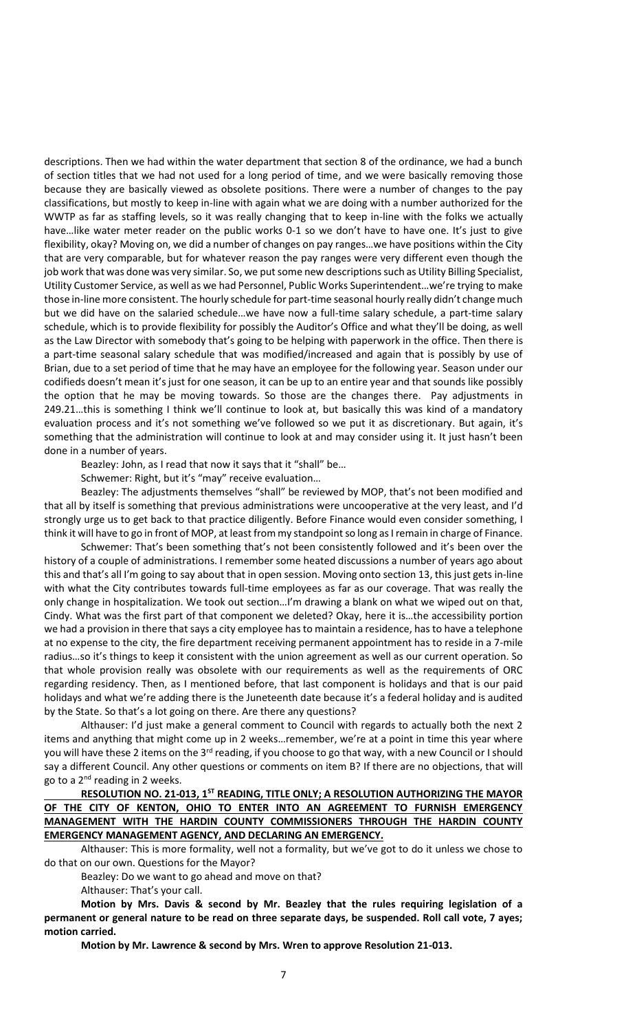descriptions. Then we had within the water department that section 8 of the ordinance, we had a bunch of section titles that we had not used for a long period of time, and we were basically removing those because they are basically viewed as obsolete positions. There were a number of changes to the pay classifications, but mostly to keep in-line with again what we are doing with a number authorized for the WWTP as far as staffing levels, so it was really changing that to keep in-line with the folks we actually have…like water meter reader on the public works 0-1 so we don't have to have one. It's just to give flexibility, okay? Moving on, we did a number of changes on pay ranges…we have positions within the City that are very comparable, but for whatever reason the pay ranges were very different even though the job work that was done was very similar. So, we put some new descriptions such as Utility Billing Specialist, Utility Customer Service, as well as we had Personnel, Public Works Superintendent…we're trying to make those in-line more consistent. The hourly schedule for part-time seasonal hourly really didn't change much but we did have on the salaried schedule…we have now a full-time salary schedule, a part-time salary schedule, which is to provide flexibility for possibly the Auditor's Office and what they'll be doing, as well as the Law Director with somebody that's going to be helping with paperwork in the office. Then there is a part-time seasonal salary schedule that was modified/increased and again that is possibly by use of Brian, due to a set period of time that he may have an employee for the following year. Season under our codifieds doesn't mean it's just for one season, it can be up to an entire year and that sounds like possibly the option that he may be moving towards. So those are the changes there. Pay adjustments in 249.21…this is something I think we'll continue to look at, but basically this was kind of a mandatory evaluation process and it's not something we've followed so we put it as discretionary. But again, it's something that the administration will continue to look at and may consider using it. It just hasn't been done in a number of years.

Beazley: John, as I read that now it says that it "shall" be…

Schwemer: Right, but it's "may" receive evaluation…

Beazley: The adjustments themselves "shall" be reviewed by MOP, that's not been modified and that all by itself is something that previous administrations were uncooperative at the very least, and I'd strongly urge us to get back to that practice diligently. Before Finance would even consider something, I think it will have to go in front of MOP, at least from my standpoint so long as I remain in charge of Finance.

Schwemer: That's been something that's not been consistently followed and it's been over the history of a couple of administrations. I remember some heated discussions a number of years ago about this and that's all I'm going to say about that in open session. Moving onto section 13, this just gets in-line with what the City contributes towards full-time employees as far as our coverage. That was really the only change in hospitalization. We took out section…I'm drawing a blank on what we wiped out on that, Cindy. What was the first part of that component we deleted? Okay, here it is…the accessibility portion we had a provision in there that says a city employee has to maintain a residence, has to have a telephone at no expense to the city, the fire department receiving permanent appointment has to reside in a 7-mile radius…so it's things to keep it consistent with the union agreement as well as our current operation. So that whole provision really was obsolete with our requirements as well as the requirements of ORC regarding residency. Then, as I mentioned before, that last component is holidays and that is our paid holidays and what we're adding there is the Juneteenth date because it's a federal holiday and is audited by the State. So that's a lot going on there. Are there any questions?

Althauser: I'd just make a general comment to Council with regards to actually both the next 2 items and anything that might come up in 2 weeks…remember, we're at a point in time this year where you will have these 2 items on the 3rd reading, if you choose to go that way, with a new Council or I should say a different Council. Any other questions or comments on item B? If there are no objections, that will go to a 2nd reading in 2 weeks.

**RESOLUTION NO. 21-013, 1ST READING, TITLE ONLY; A RESOLUTION AUTHORIZING THE MAYOR OF THE CITY OF KENTON, OHIO TO ENTER INTO AN AGREEMENT TO FURNISH EMERGENCY MANAGEMENT WITH THE HARDIN COUNTY COMMISSIONERS THROUGH THE HARDIN COUNTY EMERGENCY MANAGEMENT AGENCY, AND DECLARING AN EMERGENCY.**

Althauser: This is more formality, well not a formality, but we've got to do it unless we chose to do that on our own. Questions for the Mayor?

Beazley: Do we want to go ahead and move on that?

Althauser: That's your call.

**Motion by Mrs. Davis & second by Mr. Beazley that the rules requiring legislation of a permanent or general nature to be read on three separate days, be suspended. Roll call vote, 7 ayes; motion carried.**

**Motion by Mr. Lawrence & second by Mrs. Wren to approve Resolution 21-013.**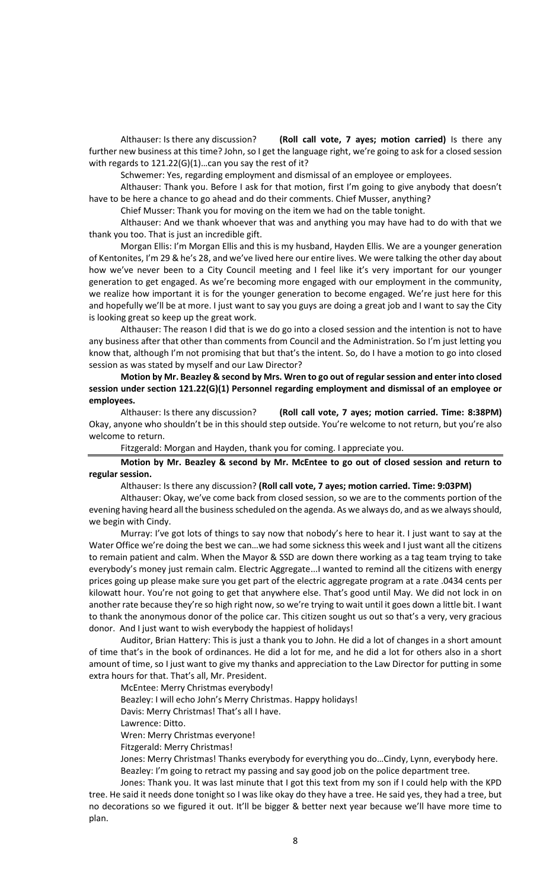Althauser: Is there any discussion? **(Roll call vote, 7 ayes; motion carried)** Is there any further new business at this time? John, so I get the language right, we're going to ask for a closed session with regards to 121.22(G)(1)…can you say the rest of it?

Schwemer: Yes, regarding employment and dismissal of an employee or employees.

Althauser: Thank you. Before I ask for that motion, first I'm going to give anybody that doesn't have to be here a chance to go ahead and do their comments. Chief Musser, anything?

Chief Musser: Thank you for moving on the item we had on the table tonight.

Althauser: And we thank whoever that was and anything you may have had to do with that we thank you too. That is just an incredible gift.

Morgan Ellis: I'm Morgan Ellis and this is my husband, Hayden Ellis. We are a younger generation of Kentonites, I'm 29 & he's 28, and we've lived here our entire lives. We were talking the other day about how we've never been to a City Council meeting and I feel like it's very important for our younger generation to get engaged. As we're becoming more engaged with our employment in the community, we realize how important it is for the younger generation to become engaged. We're just here for this and hopefully we'll be at more. I just want to say you guys are doing a great job and I want to say the City is looking great so keep up the great work.

Althauser: The reason I did that is we do go into a closed session and the intention is not to have any business after that other than comments from Council and the Administration. So I'm just letting you know that, although I'm not promising that but that's the intent. So, do I have a motion to go into closed session as was stated by myself and our Law Director?

**Motion by Mr. Beazley & second by Mrs. Wren to go out of regular session and enter into closed session under section 121.22(G)(1) Personnel regarding employment and dismissal of an employee or employees.**

Althauser: Is there any discussion? **(Roll call vote, 7 ayes; motion carried. Time: 8:38PM)** Okay, anyone who shouldn't be in this should step outside. You're welcome to not return, but you're also welcome to return.

Fitzgerald: Morgan and Hayden, thank you for coming. I appreciate you.

---

**Motion by Mr. Beazley & second by Mr. McEntee to go out of closed session and return to regular session.**

Althauser: Is there any discussion? **(Roll call vote, 7 ayes; motion carried. Time: 9:03PM)**

Althauser: Okay, we've come back from closed session, so we are to the comments portion of the evening having heard all the business scheduled on the agenda. As we always do, and as we always should, we begin with Cindy.

Murray: I've got lots of things to say now that nobody's here to hear it. I just want to say at the Water Office we're doing the best we can…we had some sickness this week and I just want all the citizens to remain patient and calm. When the Mayor & SSD are down there working as a tag team trying to take everybody's money just remain calm. Electric Aggregate...I wanted to remind all the citizens with energy prices going up please make sure you get part of the electric aggregate program at a rate .0434 cents per kilowatt hour. You're not going to get that anywhere else. That's good until May. We did not lock in on another rate because they're so high right now, so we're trying to wait until it goes down a little bit. I want to thank the anonymous donor of the police car. This citizen sought us out so that's a very, very gracious donor. And I just want to wish everybody the happiest of holidays!

Auditor, Brian Hattery: This is just a thank you to John. He did a lot of changes in a short amount of time that's in the book of ordinances. He did a lot for me, and he did a lot for others also in a short amount of time, so I just want to give my thanks and appreciation to the Law Director for putting in some extra hours for that. That's all, Mr. President.

McEntee: Merry Christmas everybody!

Beazley: I will echo John's Merry Christmas. Happy holidays!

Davis: Merry Christmas! That's all I have.

Lawrence: Ditto.

Wren: Merry Christmas everyone!

Fitzgerald: Merry Christmas!

Jones: Merry Christmas! Thanks everybody for everything you do…Cindy, Lynn, everybody here.

Beazley: I'm going to retract my passing and say good job on the police department tree.

Jones: Thank you. It was last minute that I got this text from my son if I could help with the KPD tree. He said it needs done tonight so I was like okay do they have a tree. He said yes, they had a tree, but no decorations so we figured it out. It'll be bigger & better next year because we'll have more time to plan.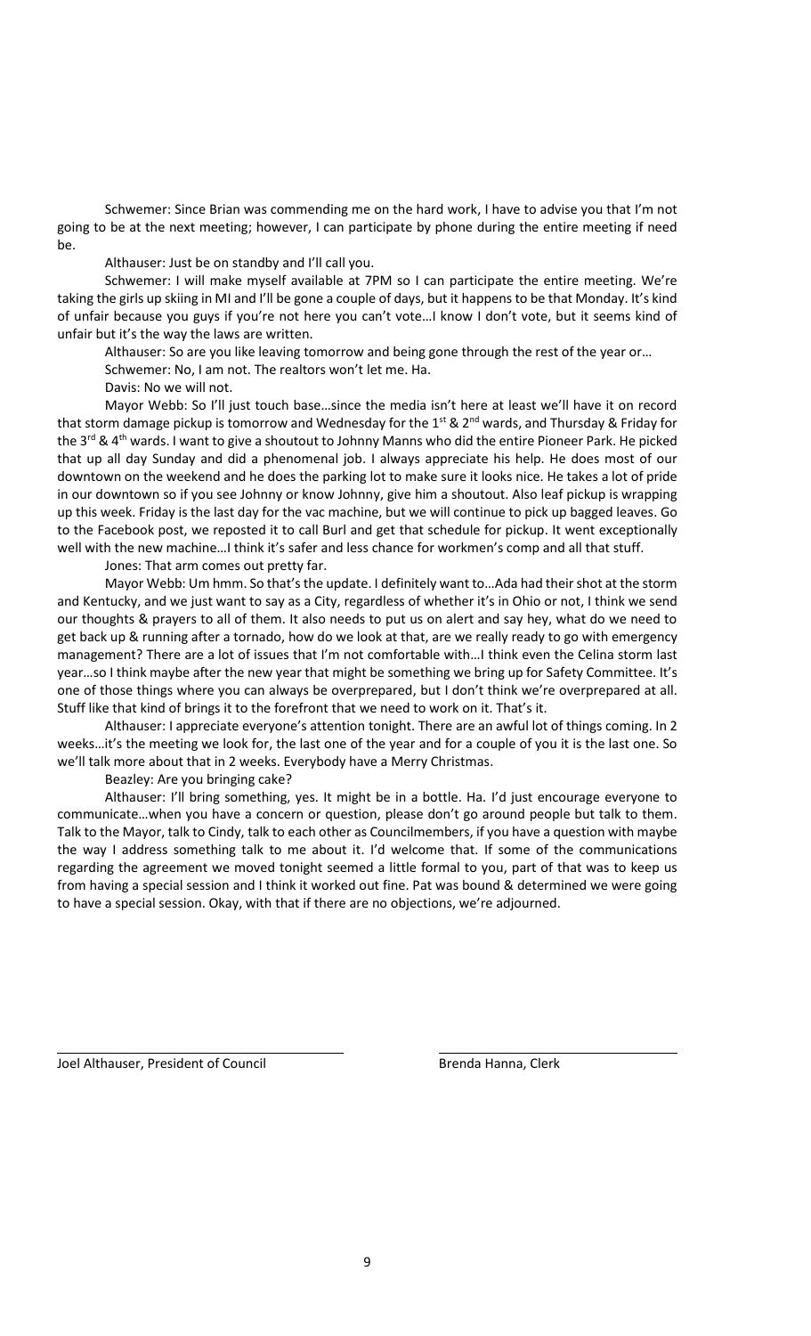Schwemer: Since Brian was commending me on the hard work, I have to advise you that I'm not going to be at the next meeting; however, I can participate by phone during the entire meeting if need be.

Althauser: Just be on standby and I'll call you.

Schwemer: I will make myself available at 7PM so I can participate the entire meeting. We're taking the girls up skiing in MI and I'll be gone a couple of days, but it happens to be that Monday. It's kind of unfair because you guys if you're not here you can't vote…I know I don't vote, but it seems kind of unfair but it's the way the laws are written.

Althauser: So are you like leaving tomorrow and being gone through the rest of the year or…

Schwemer: No, I am not. The realtors won't let me. Ha.

Davis: No we will not.

Mayor Webb: So I'll just touch base…since the media isn't here at least we'll have it on record that storm damage pickup is tomorrow and Wednesday for the 1st & 2nd wards, and Thursday & Friday for the 3rd & 4th wards. I want to give a shoutout to Johnny Manns who did the entire Pioneer Park. He picked that up all day Sunday and did a phenomenal job. I always appreciate his help. He does most of our downtown on the weekend and he does the parking lot to make sure it looks nice. He takes a lot of pride in our downtown so if you see Johnny or know Johnny, give him a shoutout. Also leaf pickup is wrapping up this week. Friday is the last day for the vac machine, but we will continue to pick up bagged leaves. Go to the Facebook post, we reposted it to call Burl and get that schedule for pickup. It went exceptionally well with the new machine…I think it's safer and less chance for workmen's comp and all that stuff.

Jones: That arm comes out pretty far.

Mayor Webb: Um hmm. So that's the update. I definitely want to…Ada had their shot at the storm and Kentucky, and we just want to say as a City, regardless of whether it's in Ohio or not, I think we send our thoughts & prayers to all of them. It also needs to put us on alert and say hey, what do we need to get back up & running after a tornado, how do we look at that, are we really ready to go with emergency management? There are a lot of issues that I'm not comfortable with…I think even the Celina storm last year…so I think maybe after the new year that might be something we bring up for Safety Committee. It's one of those things where you can always be overprepared, but I don't think we're overprepared at all. Stuff like that kind of brings it to the forefront that we need to work on it. That's it.

Althauser: I appreciate everyone's attention tonight. There are an awful lot of things coming. In 2 weeks…it's the meeting we look for, the last one of the year and for a couple of you it is the last one. So we'll talk more about that in 2 weeks. Everybody have a Merry Christmas.

Beazley: Are you bringing cake?

Althauser: I'll bring something, yes. It might be in a bottle. Ha. I'd just encourage everyone to communicate…when you have a concern or question, please don't go around people but talk to them. Talk to the Mayor, talk to Cindy, talk to each other as Councilmembers, if you have a question with maybe the way I address something talk to me about it. I'd welcome that. If some of the communications regarding the agreement we moved tonight seemed a little formal to you, part of that was to keep us from having a special session and I think it worked out fine. Pat was bound & determined we were going to have a special session. Okay, with that if there are no objections, we're adjourned.

Joel Althauser, President of Council

Brenda Hanna, Clerk